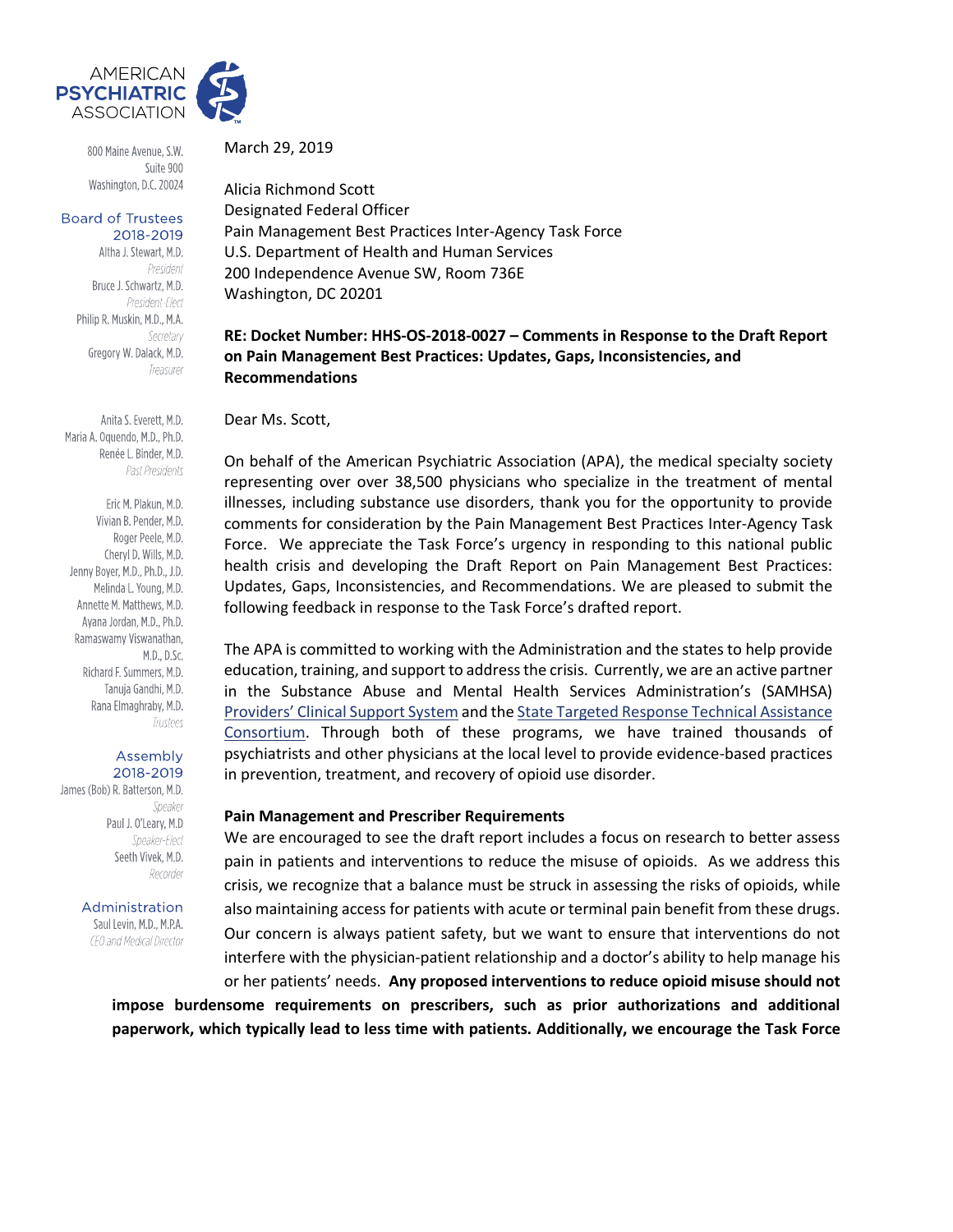AMERICAN PSYCHIATRIC ASSOCIATION

800 Maine Avenue, S.W.
Suite 900
Washington, D.C. 20024

**Board of Trustees 2018-2019**

Altha J. Stewart, M.D.
*President*
Bruce J. Schwartz, M.D.
*President-Elect*
Philip R. Muskin, M.D., M.A.
*Secretary*
Gregory W. Dalack, M.D.
*Treasurer*

Anita S. Everett, M.D.
Maria A. Oquendo, M.D., Ph.D.
Renée L. Binder, M.D.
*Past Presidents*

Eric M. Plakun, M.D.
Vivian B. Pender, M.D.
Roger Peele, M.D.
Cheryl D. Wills, M.D.
Jenny Boyer, M.D., Ph.D., J.D.
Melinda L. Young, M.D.
Annette M. Matthews, M.D.
Ayana Jordan, M.D., Ph.D.
Ramaswamy Viswanathan, M.D., D.Sc.
Richard F. Summers, M.D.
Tanuja Gandhi, M.D.
Rana Elmaghraby, M.D.
*Trustees*

**Assembly 2018-2019**

James (Bob) R. Batterson, M.D.
*Speaker*
Paul J. O'Leary, M.D
*Speaker-Elect*
Seeth Vivek, M.D.
*Recorder*

**Administration**

Saul Levin, M.D., M.P.A.
*CEO and Medical Director*

March 29, 2019

Alicia Richmond Scott
Designated Federal Officer
Pain Management Best Practices Inter-Agency Task Force
U.S. Department of Health and Human Services
200 Independence Avenue SW, Room 736E
Washington, DC 20201

**RE: Docket Number: HHS-OS-2018-0027 – Comments in Response to the Draft Report on Pain Management Best Practices: Updates, Gaps, Inconsistencies, and Recommendations**

Dear Ms. Scott,

On behalf of the American Psychiatric Association (APA), the medical specialty society representing over over 38,500 physicians who specialize in the treatment of mental illnesses, including substance use disorders, thank you for the opportunity to provide comments for consideration by the Pain Management Best Practices Inter-Agency Task Force. We appreciate the Task Force's urgency in responding to this national public health crisis and developing the Draft Report on Pain Management Best Practices: Updates, Gaps, Inconsistencies, and Recommendations. We are pleased to submit the following feedback in response to the Task Force's drafted report.

The APA is committed to working with the Administration and the states to help provide education, training, and support to address the crisis. Currently, we are an active partner in the Substance Abuse and Mental Health Services Administration's (SAMHSA) Providers' Clinical Support System and the State Targeted Response Technical Assistance Consortium. Through both of these programs, we have trained thousands of psychiatrists and other physicians at the local level to provide evidence-based practices in prevention, treatment, and recovery of opioid use disorder.

**Pain Management and Prescriber Requirements**

We are encouraged to see the draft report includes a focus on research to better assess pain in patients and interventions to reduce the misuse of opioids. As we address this crisis, we recognize that a balance must be struck in assessing the risks of opioids, while also maintaining access for patients with acute or terminal pain benefit from these drugs. Our concern is always patient safety, but we want to ensure that interventions do not interfere with the physician-patient relationship and a doctor's ability to help manage his or her patients' needs. **Any proposed interventions to reduce opioid misuse should not impose burdensome requirements on prescribers, such as prior authorizations and additional paperwork, which typically lead to less time with patients. Additionally, we encourage the Task Force**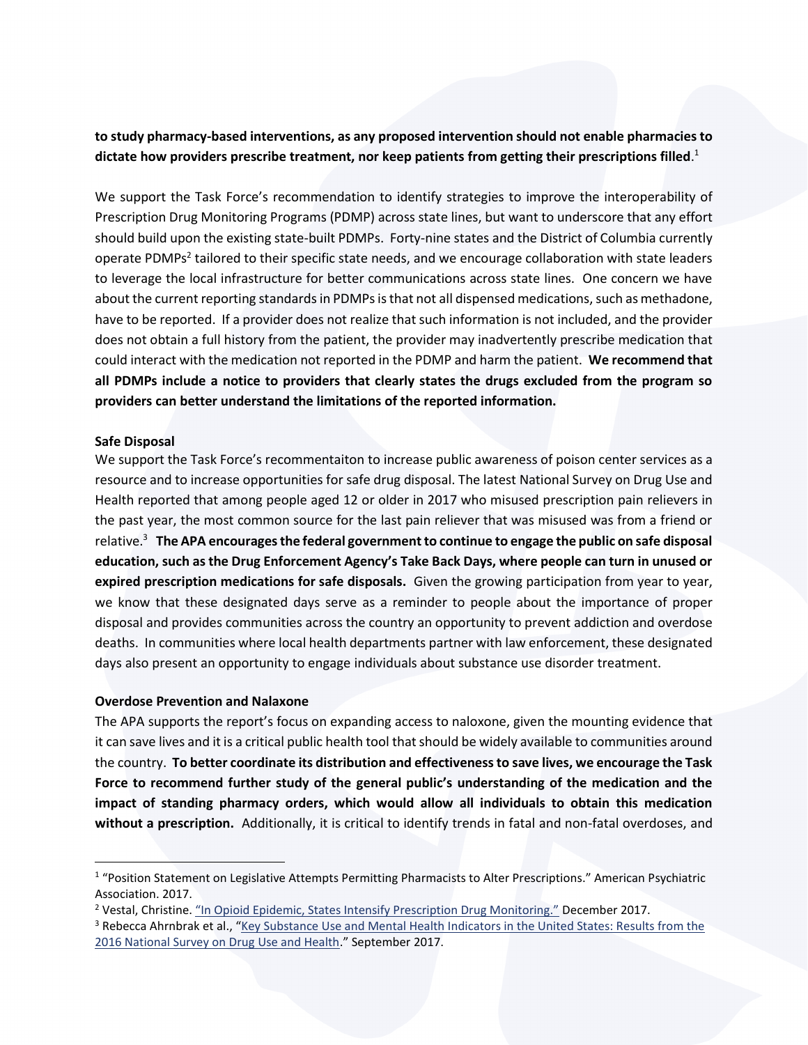**to study pharmacy-based interventions, as any proposed intervention should not enable pharmacies to dictate how providers prescribe treatment, nor keep patients from getting their prescriptions filled**.[1]

We support the Task Force's recommendation to identify strategies to improve the interoperability of Prescription Drug Monitoring Programs (PDMP) across state lines, but want to underscore that any effort should build upon the existing state-built PDMPs. Forty-nine states and the District of Columbia currently operate PDMPs[2] tailored to their specific state needs, and we encourage collaboration with state leaders to leverage the local infrastructure for better communications across state lines. One concern we have about the current reporting standards in PDMPs is that not all dispensed medications, such as methadone, have to be reported. If a provider does not realize that such information is not included, and the provider does not obtain a full history from the patient, the provider may inadvertently prescribe medication that could interact with the medication not reported in the PDMP and harm the patient. **We recommend that all PDMPs include a notice to providers that clearly states the drugs excluded from the program so providers can better understand the limitations of the reported information.**

**Safe Disposal**

We support the Task Force's recommentaiton to increase public awareness of poison center services as a resource and to increase opportunities for safe drug disposal. The latest National Survey on Drug Use and Health reported that among people aged 12 or older in 2017 who misused prescription pain relievers in the past year, the most common source for the last pain reliever that was misused was from a friend or relative.[3] **The APA encourages the federal government to continue to engage the public on safe disposal education, such as the Drug Enforcement Agency's Take Back Days, where people can turn in unused or expired prescription medications for safe disposals.** Given the growing participation from year to year, we know that these designated days serve as a reminder to people about the importance of proper disposal and provides communities across the country an opportunity to prevent addiction and overdose deaths. In communities where local health departments partner with law enforcement, these designated days also present an opportunity to engage individuals about substance use disorder treatment.

**Overdose Prevention and Nalaxone**

The APA supports the report's focus on expanding access to naloxone, given the mounting evidence that it can save lives and it is a critical public health tool that should be widely available to communities around the country. **To better coordinate its distribution and effectiveness to save lives, we encourage the Task Force to recommend further study of the general public's understanding of the medication and the impact of standing pharmacy orders, which would allow all individuals to obtain this medication without a prescription.** Additionally, it is critical to identify trends in fatal and non-fatal overdoses, and

---

[1] "Position Statement on Legislative Attempts Permitting Pharmacists to Alter Prescriptions." American Psychiatric Association. 2017.

[2] Vestal, Christine. "In Opioid Epidemic, States Intensify Prescription Drug Monitoring." December 2017.

[3] Rebecca Ahrnbrak et al., "Key Substance Use and Mental Health Indicators in the United States: Results from the 2016 National Survey on Drug Use and Health." September 2017.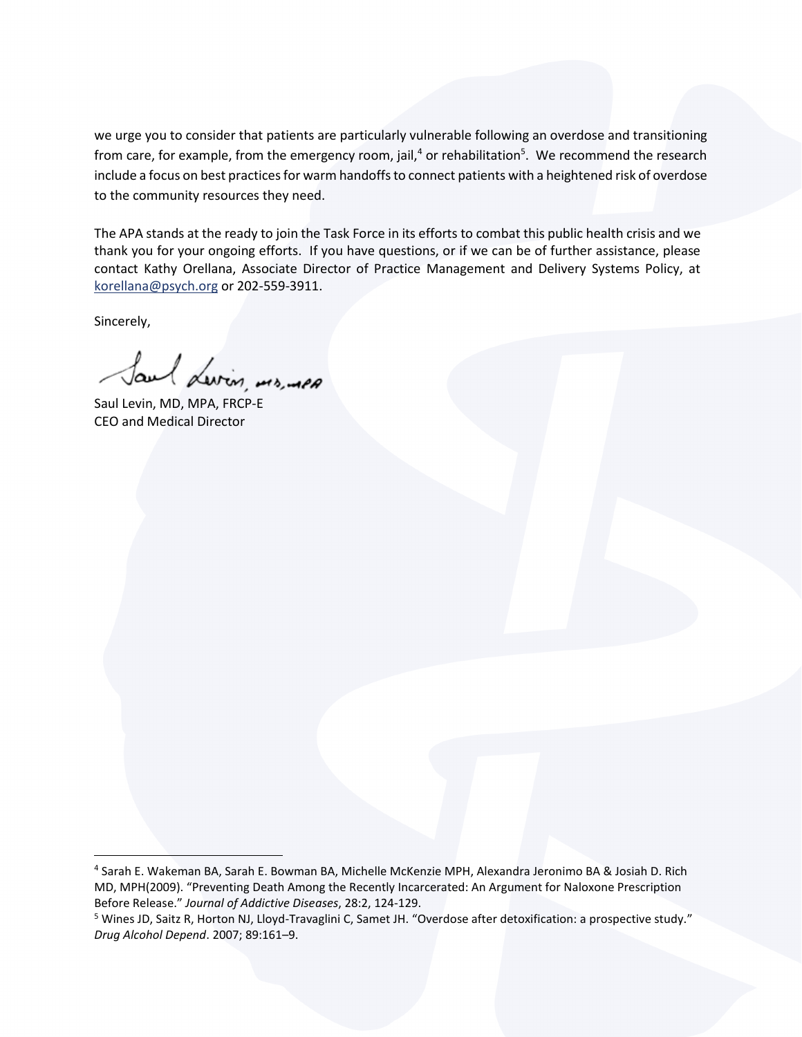we urge you to consider that patients are particularly vulnerable following an overdose and transitioning from care, for example, from the emergency room, jail,[4] or rehabilitation[5]. We recommend the research include a focus on best practices for warm handoffs to connect patients with a heightened risk of overdose to the community resources they need.

The APA stands at the ready to join the Task Force in its efforts to combat this public health crisis and we thank you for your ongoing efforts. If you have questions, or if we can be of further assistance, please contact Kathy Orellana, Associate Director of Practice Management and Delivery Systems Policy, at korellana@psych.org or 202-559-3911.

Sincerely,

Saul Levin, MD, MPA

Saul Levin, MD, MPA, FRCP-E
CEO and Medical Director

---

[4] Sarah E. Wakeman BA, Sarah E. Bowman BA, Michelle McKenzie MPH, Alexandra Jeronimo BA & Josiah D. Rich MD, MPH(2009). "Preventing Death Among the Recently Incarcerated: An Argument for Naloxone Prescription Before Release." *Journal of Addictive Diseases*, 28:2, 124-129.

[5] Wines JD, Saitz R, Horton NJ, Lloyd-Travaglini C, Samet JH. "Overdose after detoxification: a prospective study." *Drug Alcohol Depend*. 2007; 89:161–9.